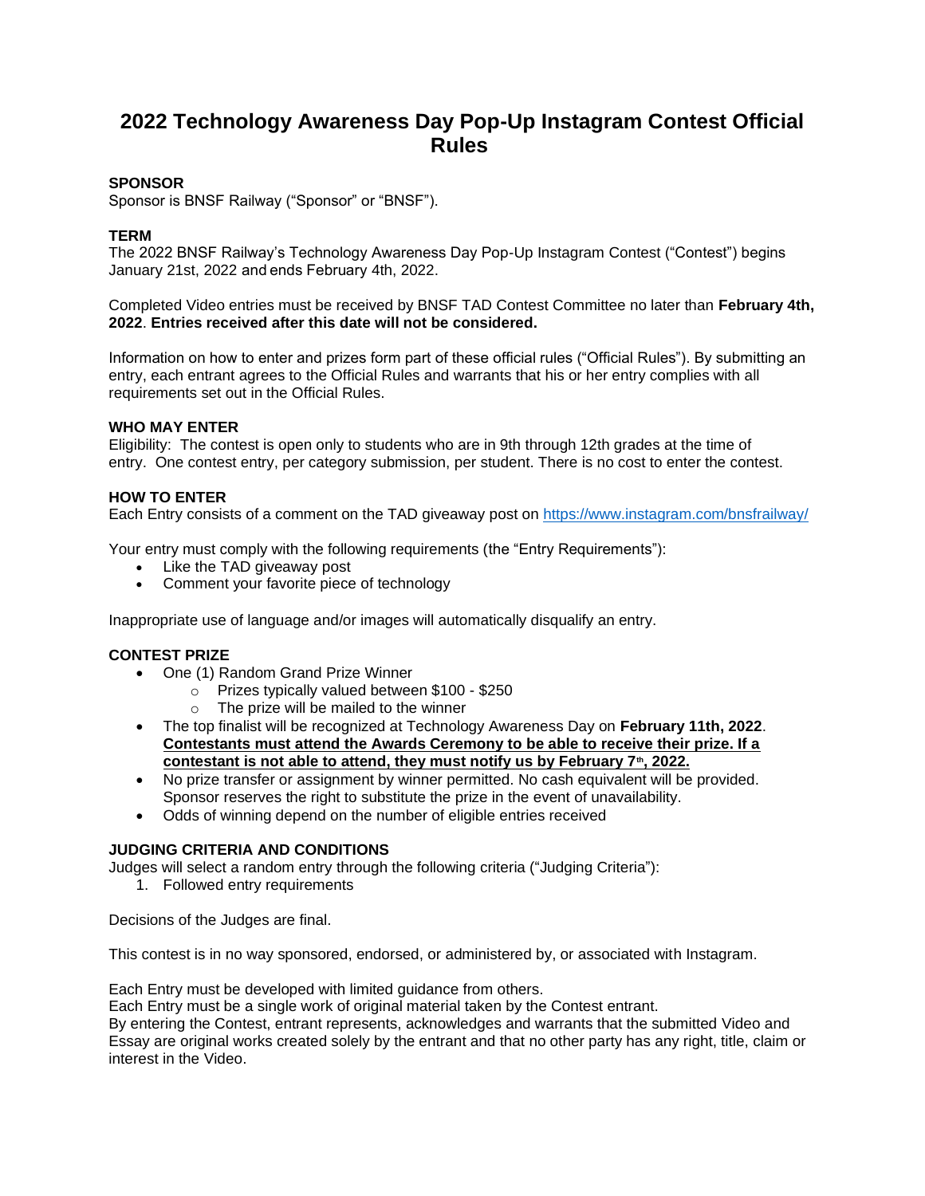# 2022 Technology Awareness Day Pop-Up Instagram Contest Official Rules

**SPONSOR**
Sponsor is BNSF Railway ("Sponsor" or "BNSF").

**TERM**
The 2022 BNSF Railway's Technology Awareness Day Pop-Up Instagram Contest ("Contest") begins January 21st, 2022 and ends February 4th, 2022.

Completed Video entries must be received by BNSF TAD Contest Committee no later than **February 4th, 2022**. **Entries received after this date will not be considered.**

Information on how to enter and prizes form part of these official rules ("Official Rules"). By submitting an entry, each entrant agrees to the Official Rules and warrants that his or her entry complies with all requirements set out in the Official Rules.

**WHO MAY ENTER**
Eligibility: The contest is open only to students who are in 9th through 12th grades at the time of entry. One contest entry, per category submission, per student. There is no cost to enter the contest.

**HOW TO ENTER**
Each Entry consists of a comment on the TAD giveaway post on https://www.instagram.com/bnsfrailway/

Your entry must comply with the following requirements (the "Entry Requirements"):

- Like the TAD giveaway post
- Comment your favorite piece of technology

Inappropriate use of language and/or images will automatically disqualify an entry.

**CONTEST PRIZE**

- One (1) Random Grand Prize Winner
  - Prizes typically valued between $100 - $250
  - The prize will be mailed to the winner
- The top finalist will be recognized at Technology Awareness Day on **February 11th, 2022**. **Contestants must attend the Awards Ceremony to be able to receive their prize. If a contestant is not able to attend, they must notify us by February 7th, 2022.**
- No prize transfer or assignment by winner permitted. No cash equivalent will be provided. Sponsor reserves the right to substitute the prize in the event of unavailability.
- Odds of winning depend on the number of eligible entries received

**JUDGING CRITERIA AND CONDITIONS**
Judges will select a random entry through the following criteria ("Judging Criteria"):

1. Followed entry requirements

Decisions of the Judges are final.

This contest is in no way sponsored, endorsed, or administered by, or associated with Instagram.

Each Entry must be developed with limited guidance from others.
Each Entry must be a single work of original material taken by the Contest entrant.
By entering the Contest, entrant represents, acknowledges and warrants that the submitted Video and Essay are original works created solely by the entrant and that no other party has any right, title, claim or interest in the Video.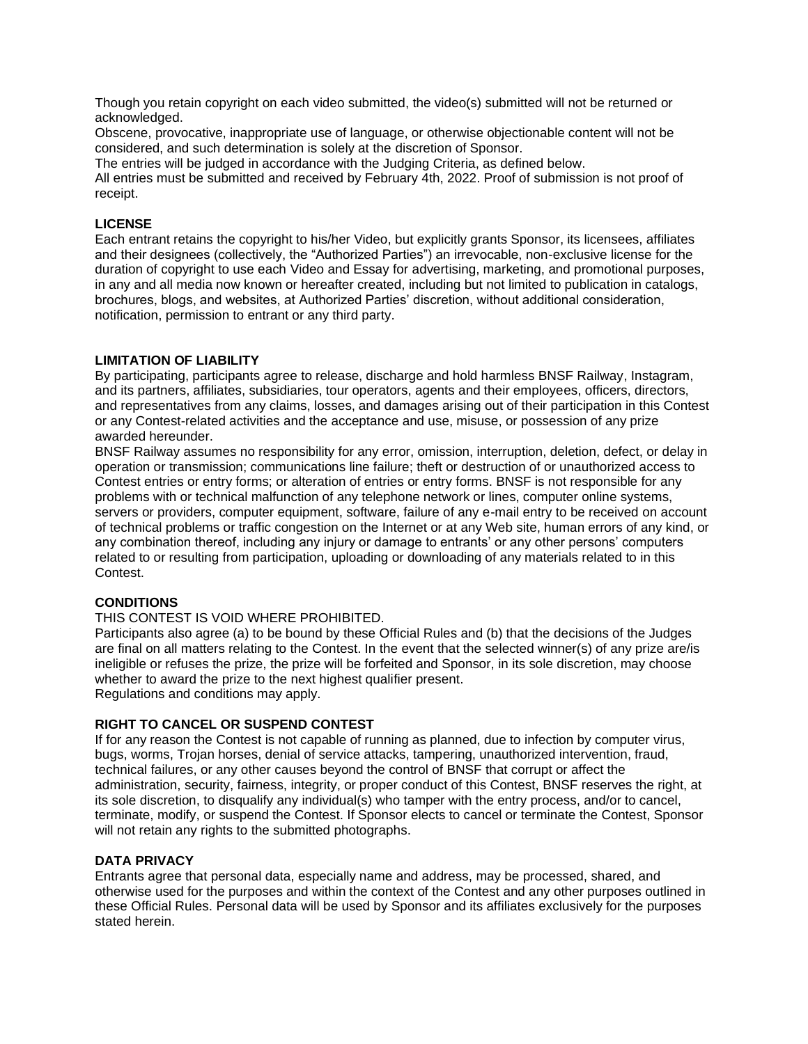Though you retain copyright on each video submitted, the video(s) submitted will not be returned or acknowledged.

Obscene, provocative, inappropriate use of language, or otherwise objectionable content will not be considered, and such determination is solely at the discretion of Sponsor.

The entries will be judged in accordance with the Judging Criteria, as defined below.

All entries must be submitted and received by February 4th, 2022. Proof of submission is not proof of receipt.

**LICENSE**

Each entrant retains the copyright to his/her Video, but explicitly grants Sponsor, its licensees, affiliates and their designees (collectively, the "Authorized Parties") an irrevocable, non-exclusive license for the duration of copyright to use each Video and Essay for advertising, marketing, and promotional purposes, in any and all media now known or hereafter created, including but not limited to publication in catalogs, brochures, blogs, and websites, at Authorized Parties' discretion, without additional consideration, notification, permission to entrant or any third party.

**LIMITATION OF LIABILITY**

By participating, participants agree to release, discharge and hold harmless BNSF Railway, Instagram, and its partners, affiliates, subsidiaries, tour operators, agents and their employees, officers, directors, and representatives from any claims, losses, and damages arising out of their participation in this Contest or any Contest-related activities and the acceptance and use, misuse, or possession of any prize awarded hereunder.

BNSF Railway assumes no responsibility for any error, omission, interruption, deletion, defect, or delay in operation or transmission; communications line failure; theft or destruction of or unauthorized access to Contest entries or entry forms; or alteration of entries or entry forms. BNSF is not responsible for any problems with or technical malfunction of any telephone network or lines, computer online systems, servers or providers, computer equipment, software, failure of any e-mail entry to be received on account of technical problems or traffic congestion on the Internet or at any Web site, human errors of any kind, or any combination thereof, including any injury or damage to entrants' or any other persons' computers related to or resulting from participation, uploading or downloading of any materials related to in this Contest.

**CONDITIONS**

THIS CONTEST IS VOID WHERE PROHIBITED.

Participants also agree (a) to be bound by these Official Rules and (b) that the decisions of the Judges are final on all matters relating to the Contest. In the event that the selected winner(s) of any prize are/is ineligible or refuses the prize, the prize will be forfeited and Sponsor, in its sole discretion, may choose whether to award the prize to the next highest qualifier present.

Regulations and conditions may apply.

**RIGHT TO CANCEL OR SUSPEND CONTEST**

If for any reason the Contest is not capable of running as planned, due to infection by computer virus, bugs, worms, Trojan horses, denial of service attacks, tampering, unauthorized intervention, fraud, technical failures, or any other causes beyond the control of BNSF that corrupt or affect the administration, security, fairness, integrity, or proper conduct of this Contest, BNSF reserves the right, at its sole discretion, to disqualify any individual(s) who tamper with the entry process, and/or to cancel, terminate, modify, or suspend the Contest. If Sponsor elects to cancel or terminate the Contest, Sponsor will not retain any rights to the submitted photographs.

**DATA PRIVACY**

Entrants agree that personal data, especially name and address, may be processed, shared, and otherwise used for the purposes and within the context of the Contest and any other purposes outlined in these Official Rules. Personal data will be used by Sponsor and its affiliates exclusively for the purposes stated herein.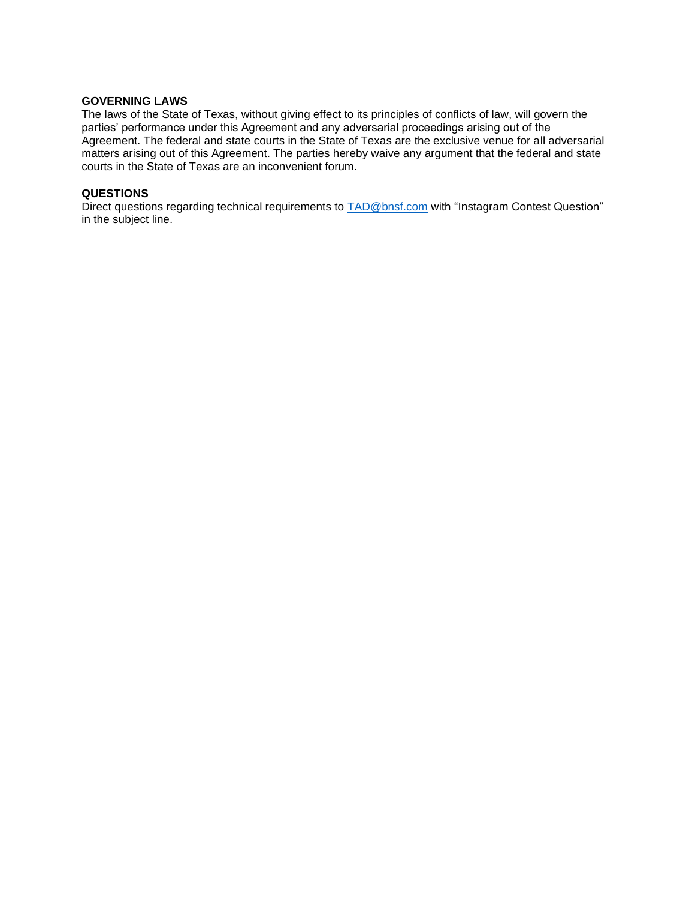**GOVERNING LAWS**
The laws of the State of Texas, without giving effect to its principles of conflicts of law, will govern the parties' performance under this Agreement and any adversarial proceedings arising out of the Agreement. The federal and state courts in the State of Texas are the exclusive venue for all adversarial matters arising out of this Agreement. The parties hereby waive any argument that the federal and state courts in the State of Texas are an inconvenient forum.

**QUESTIONS**
Direct questions regarding technical requirements to TAD@bnsf.com with "Instagram Contest Question" in the subject line.